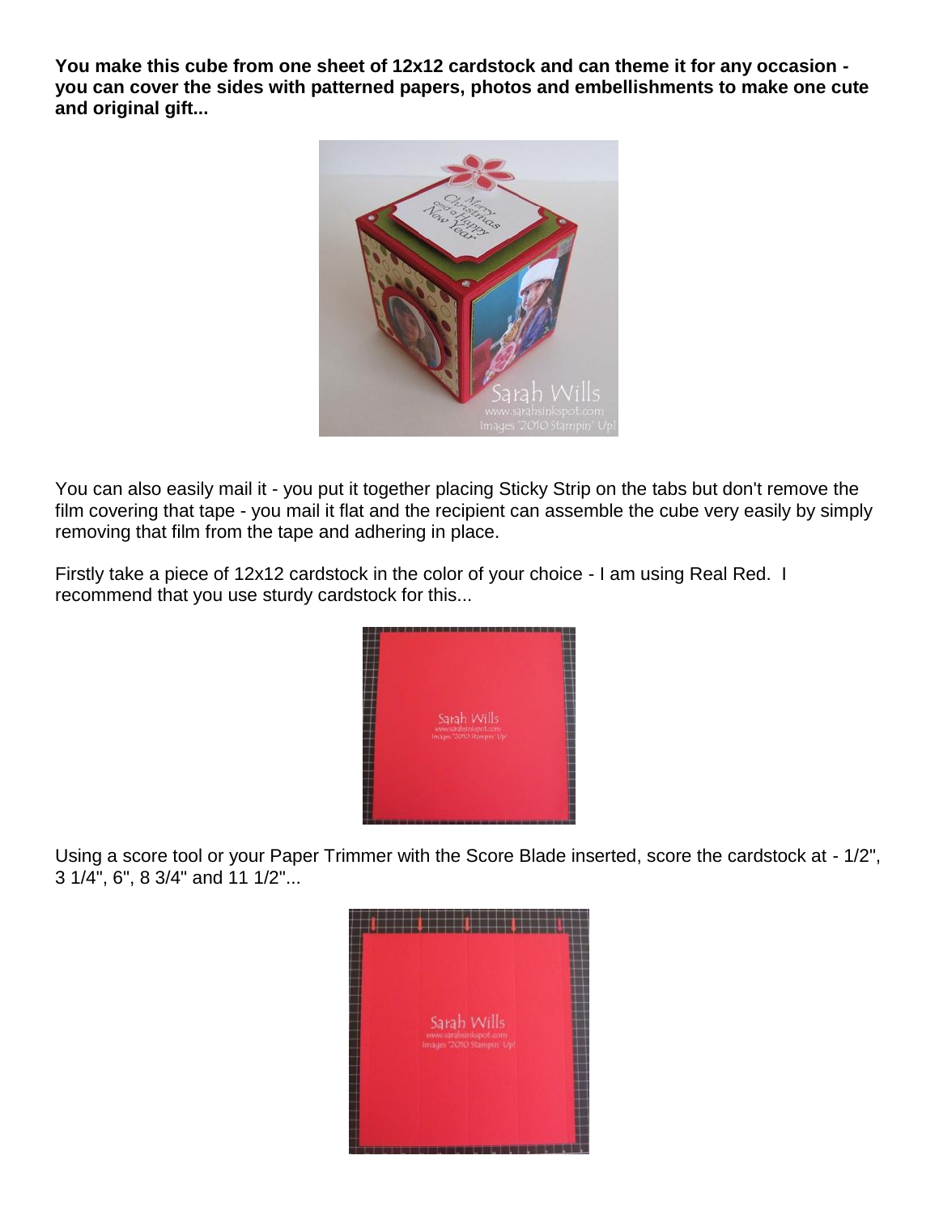**You make this cube from one sheet of 12x12 cardstock and can theme it for any occasion - you can cover the sides with patterned papers, photos and embellishments to make one cute and original gift...**

You can also easily mail it - you put it together placing Sticky Strip on the tabs but don't remove the film covering that tape - you mail it flat and the recipient can assemble the cube very easily by simply removing that film from the tape and adhering in place.

Firstly take a piece of 12x12 cardstock in the color of your choice - I am using Real Red. I recommend that you use sturdy cardstock for this...

Using a score tool or your Paper Trimmer with the Score Blade inserted, score the cardstock at - 1/2", 3 1/4", 6", 8 3/4" and 11 1/2"...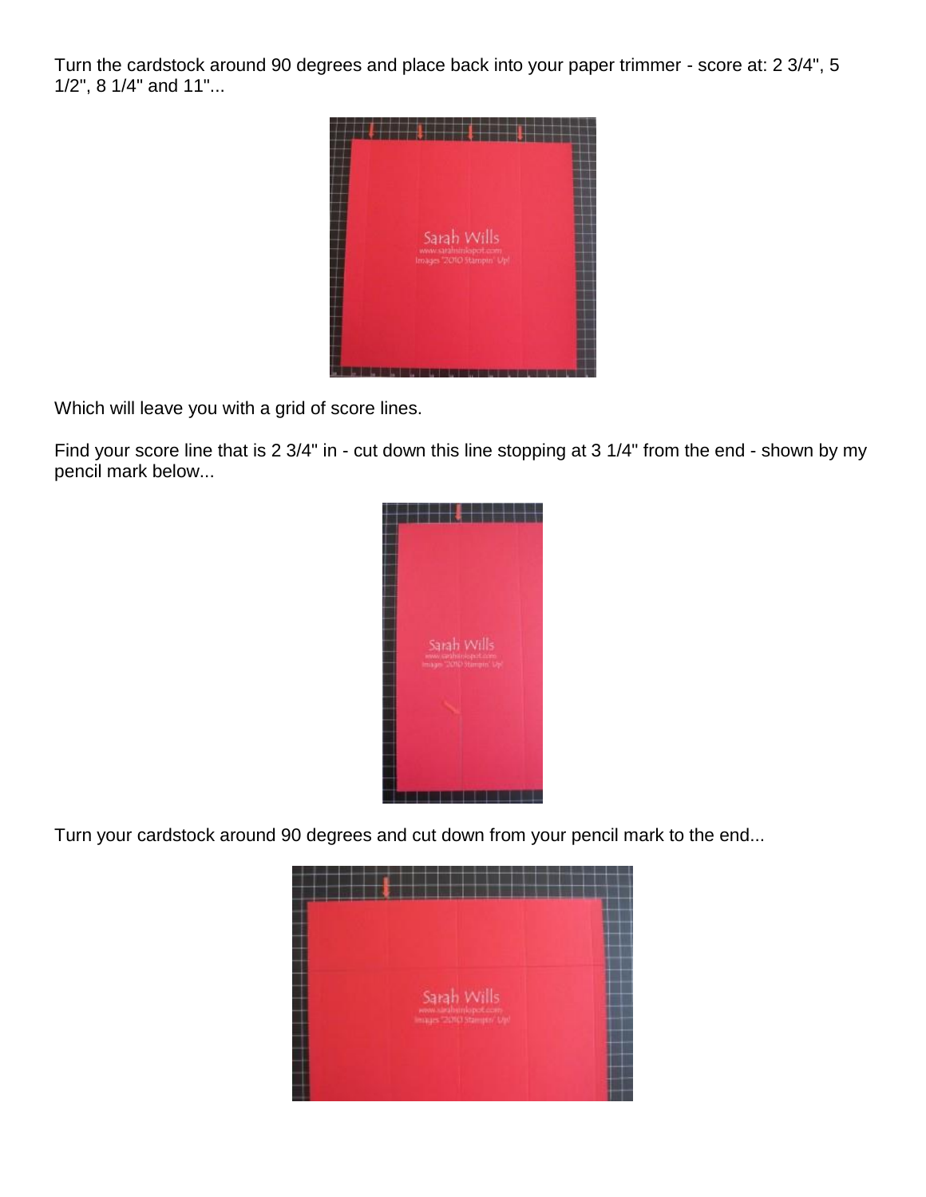Turn the cardstock around 90 degrees and place back into your paper trimmer - score at: 2 3/4", 5 1/2", 8 1/4" and 11"...

Which will leave you with a grid of score lines.

Find your score line that is 2 3/4" in - cut down this line stopping at 3 1/4" from the end - shown by my pencil mark below...

Turn your cardstock around 90 degrees and cut down from your pencil mark to the end...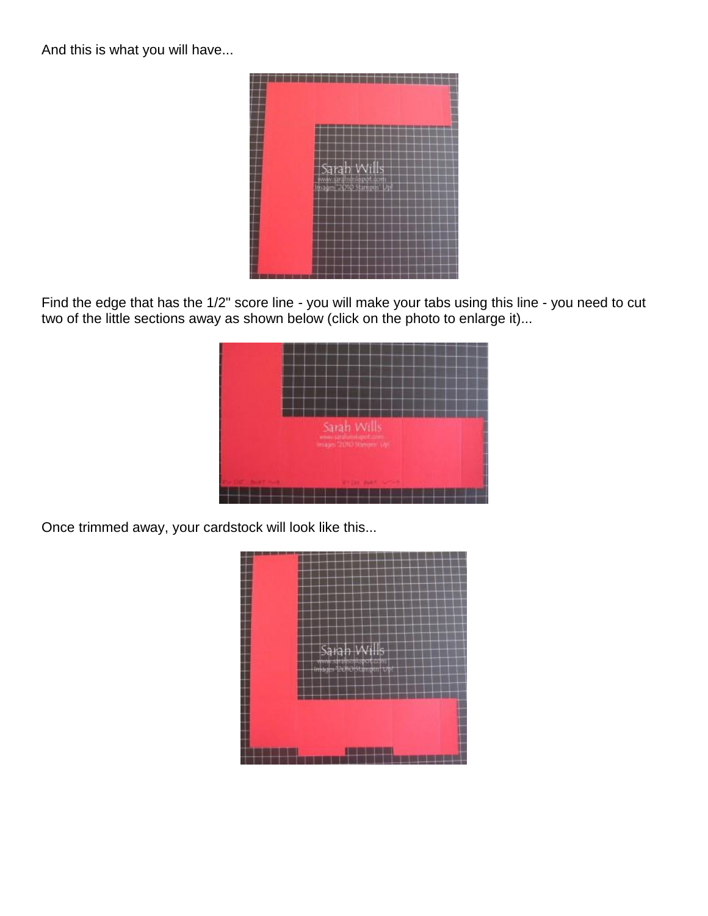And this is what you will have...

Find the edge that has the 1/2" score line - you will make your tabs using this line - you need to cut two of the little sections away as shown below (click on the photo to enlarge it)...

Once trimmed away, your cardstock will look like this...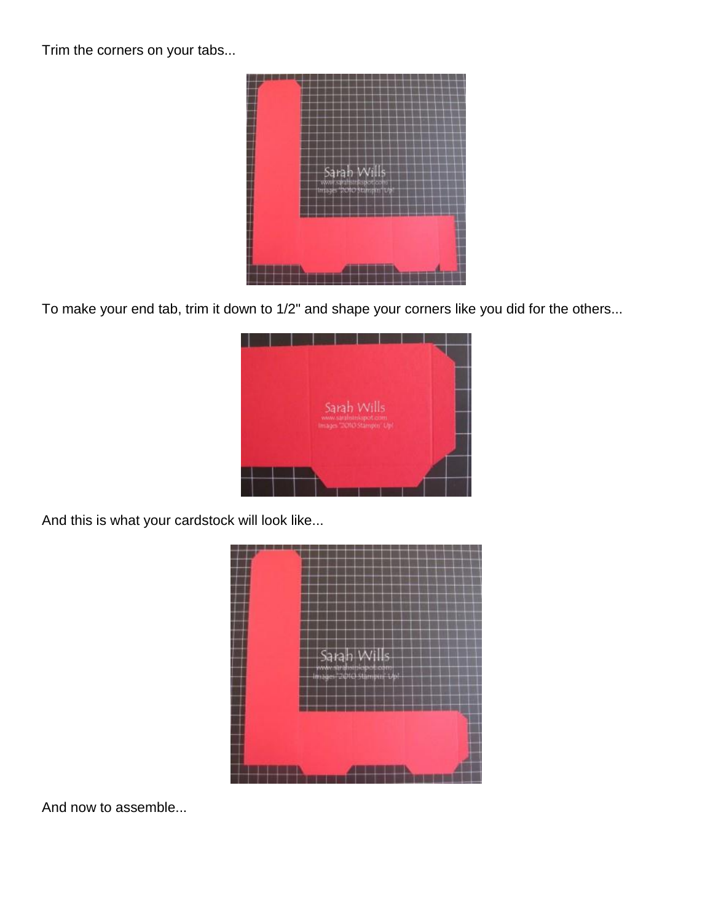Trim the corners on your tabs...

To make your end tab, trim it down to 1/2" and shape your corners like you did for the others...

And this is what your cardstock will look like...

And now to assemble...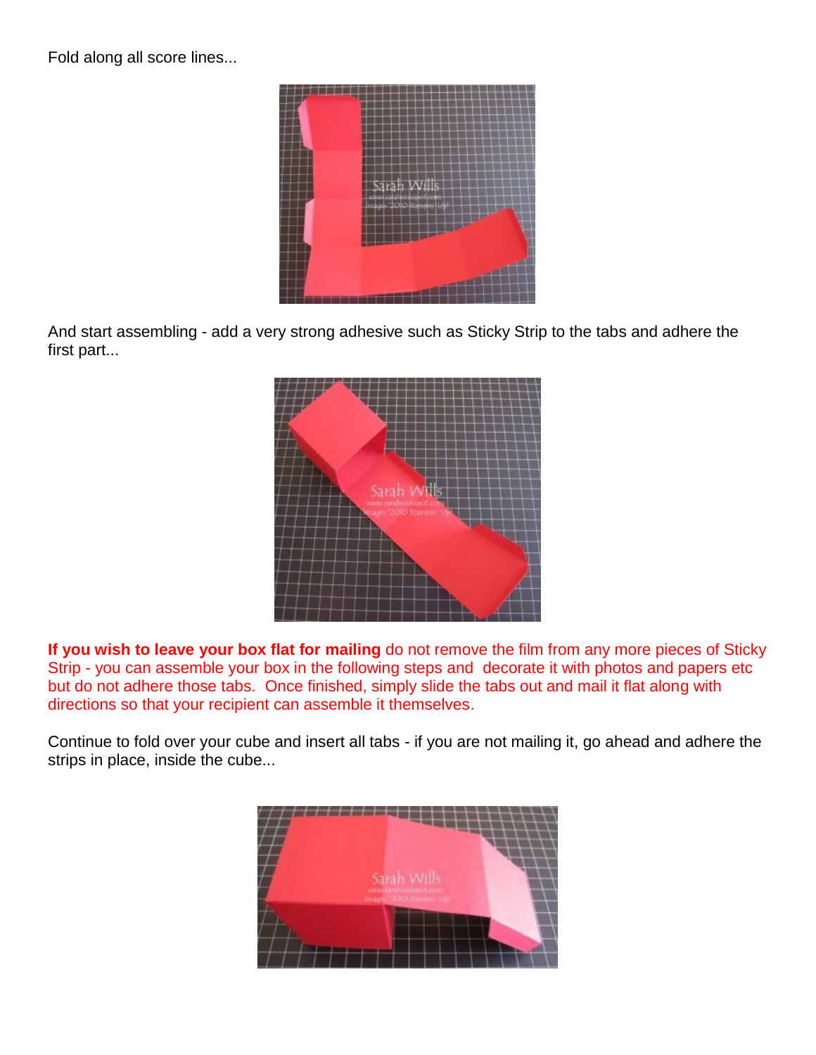Fold along all score lines...

And start assembling - add a very strong adhesive such as Sticky Strip to the tabs and adhere the first part...

**If you wish to leave your box flat for mailing** do not remove the film from any more pieces of Sticky Strip - you can assemble your box in the following steps and decorate it with photos and papers etc but do not adhere those tabs. Once finished, simply slide the tabs out and mail it flat along with directions so that your recipient can assemble it themselves.

Continue to fold over your cube and insert all tabs - if you are not mailing it, go ahead and adhere the strips in place, inside the cube...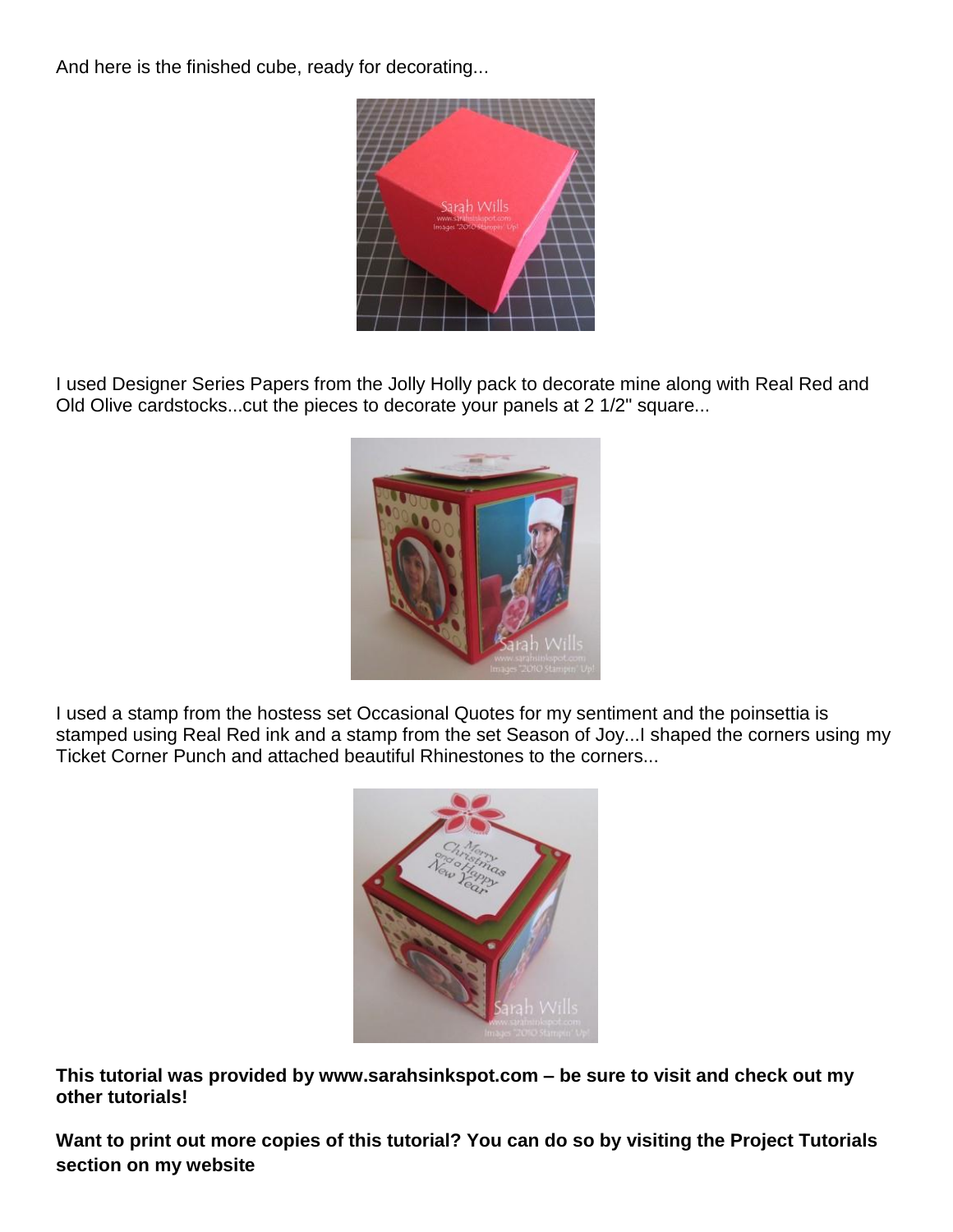And here is the finished cube, ready for decorating...

I used Designer Series Papers from the Jolly Holly pack to decorate mine along with Real Red and Old Olive cardstocks...cut the pieces to decorate your panels at 2 1/2" square...

I used a stamp from the hostess set Occasional Quotes for my sentiment and the poinsettia is stamped using Real Red ink and a stamp from the set Season of Joy...I shaped the corners using my Ticket Corner Punch and attached beautiful Rhinestones to the corners...

**This tutorial was provided by www.sarahsinkspot.com – be sure to visit and check out my other tutorials!**

**Want to print out more copies of this tutorial? You can do so by visiting the Project Tutorials section on my website**